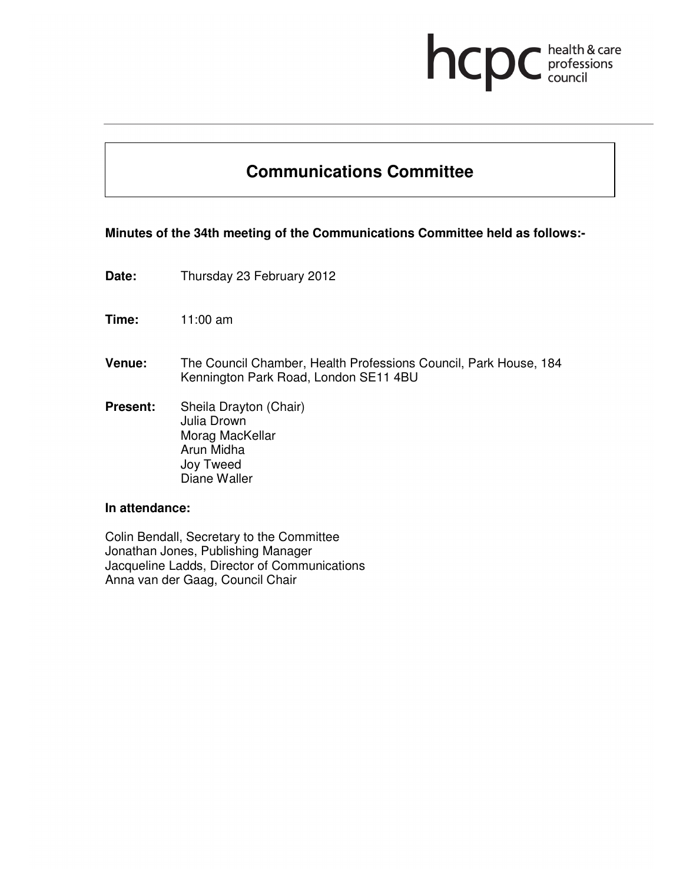# Communications Committee

**Minutes of the 34th meeting of the Communications Committee held as follows:-**

**Date:** Thursday 23 February 2012

**Time:** 11:00 am

**Venue:** The Council Chamber, Health Professions Council, Park House, 184 Kennington Park Road, London SE11 4BU

**Present:** Sheila Drayton (Chair)
Julia Drown
Morag MacKellar
Arun Midha
Joy Tweed
Diane Waller

**In attendance:**

Colin Bendall, Secretary to the Committee
Jonathan Jones, Publishing Manager
Jacqueline Ladds, Director of Communications
Anna van der Gaag, Council Chair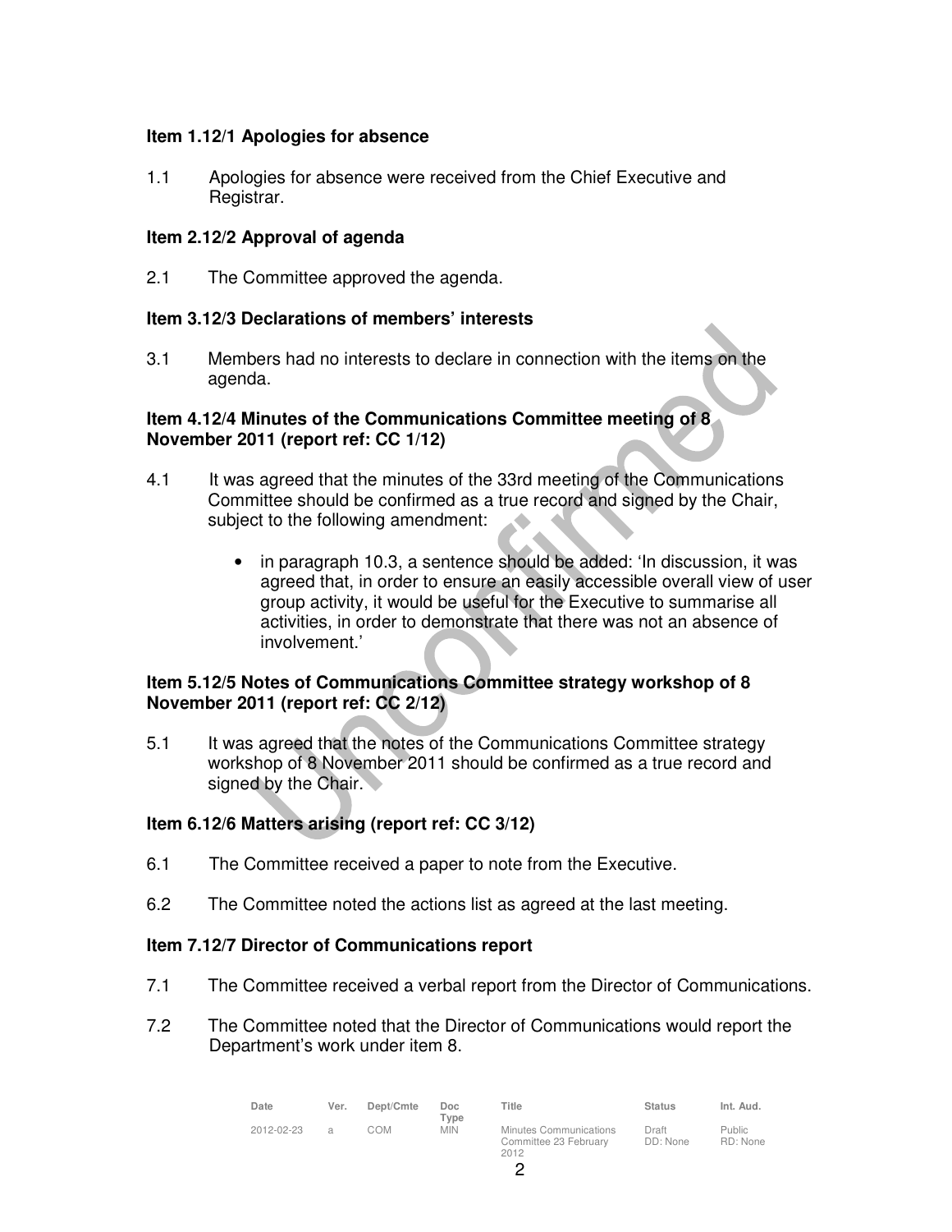**Item 1.12/1 Apologies for absence**

1.1 Apologies for absence were received from the Chief Executive and Registrar.

**Item 2.12/2 Approval of agenda**

2.1 The Committee approved the agenda.

**Item 3.12/3 Declarations of members' interests**

3.1 Members had no interests to declare in connection with the items on the agenda.

**Item 4.12/4 Minutes of the Communications Committee meeting of 8 November 2011 (report ref: CC 1/12)**

4.1 It was agreed that the minutes of the 33rd meeting of the Communications Committee should be confirmed as a true record and signed by the Chair, subject to the following amendment:

- in paragraph 10.3, a sentence should be added: 'In discussion, it was agreed that, in order to ensure an easily accessible overall view of user group activity, it would be useful for the Executive to summarise all activities, in order to demonstrate that there was not an absence of involvement.'

**Item 5.12/5 Notes of Communications Committee strategy workshop of 8 November 2011 (report ref: CC 2/12)**

5.1 It was agreed that the notes of the Communications Committee strategy workshop of 8 November 2011 should be confirmed as a true record and signed by the Chair.

**Item 6.12/6 Matters arising (report ref: CC 3/12)**

6.1 The Committee received a paper to note from the Executive.

6.2 The Committee noted the actions list as agreed at the last meeting.

**Item 7.12/7 Director of Communications report**

7.1 The Committee received a verbal report from the Director of Communications.

7.2 The Committee noted that the Director of Communications would report the Department's work under item 8.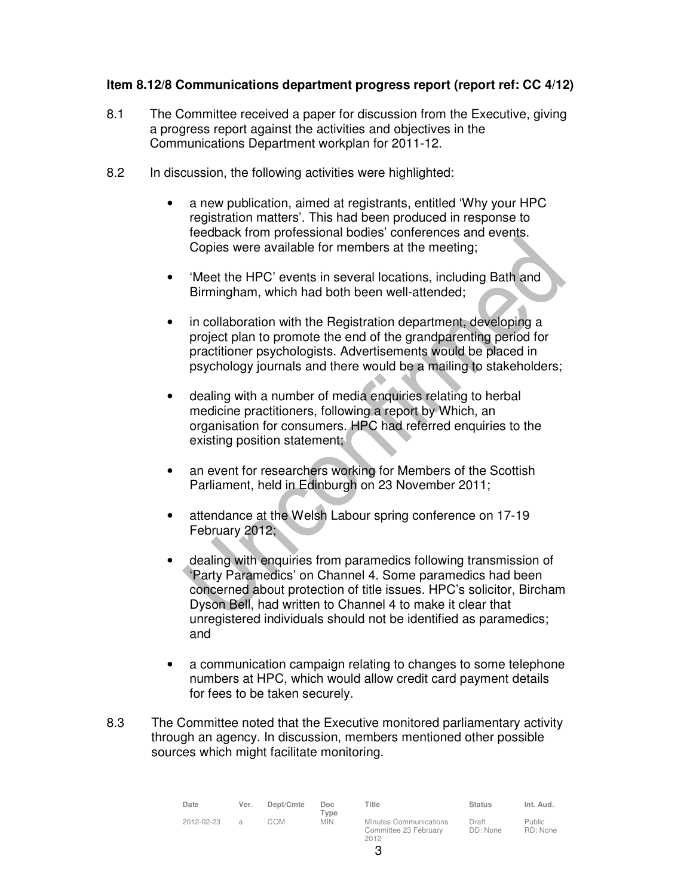**Item 8.12/8 Communications department progress report (report ref: CC 4/12)**

8.1 The Committee received a paper for discussion from the Executive, giving a progress report against the activities and objectives in the Communications Department workplan for 2011-12.

8.2 In discussion, the following activities were highlighted:

- a new publication, aimed at registrants, entitled 'Why your HPC registration matters'. This had been produced in response to feedback from professional bodies' conferences and events. Copies were available for members at the meeting;

- 'Meet the HPC' events in several locations, including Bath and Birmingham, which had both been well-attended;

- in collaboration with the Registration department, developing a project plan to promote the end of the grandparenting period for practitioner psychologists. Advertisements would be placed in psychology journals and there would be a mailing to stakeholders;

- dealing with a number of media enquiries relating to herbal medicine practitioners, following a report by Which, an organisation for consumers. HPC had referred enquiries to the existing position statement;

- an event for researchers working for Members of the Scottish Parliament, held in Edinburgh on 23 November 2011;

- attendance at the Welsh Labour spring conference on 17-19 February 2012;

- dealing with enquiries from paramedics following transmission of 'Party Paramedics' on Channel 4. Some paramedics had been concerned about protection of title issues. HPC's solicitor, Bircham Dyson Bell, had written to Channel 4 to make it clear that unregistered individuals should not be identified as paramedics; and

- a communication campaign relating to changes to some telephone numbers at HPC, which would allow credit card payment details for fees to be taken securely.

8.3 The Committee noted that the Executive monitored parliamentary activity through an agency. In discussion, members mentioned other possible sources which might facilitate monitoring.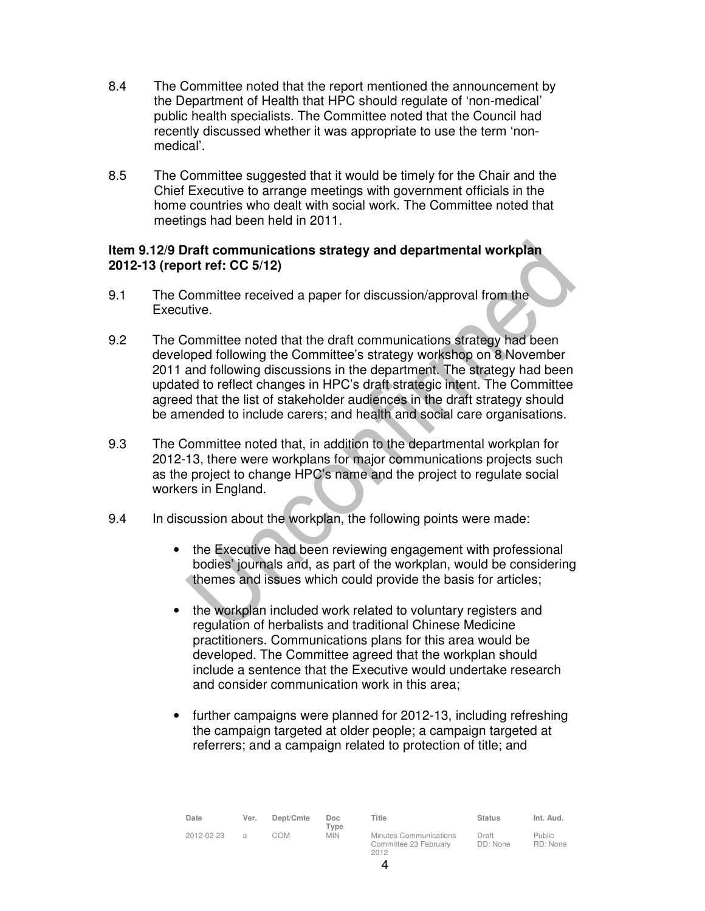8.4 The Committee noted that the report mentioned the announcement by the Department of Health that HPC should regulate of 'non-medical' public health specialists. The Committee noted that the Council had recently discussed whether it was appropriate to use the term 'non-medical'.

8.5 The Committee suggested that it would be timely for the Chair and the Chief Executive to arrange meetings with government officials in the home countries who dealt with social work. The Committee noted that meetings had been held in 2011.

**Item 9.12/9 Draft communications strategy and departmental workplan 2012-13 (report ref: CC 5/12)**

9.1 The Committee received a paper for discussion/approval from the Executive.

9.2 The Committee noted that the draft communications strategy had been developed following the Committee's strategy workshop on 8 November 2011 and following discussions in the department. The strategy had been updated to reflect changes in HPC's draft strategic intent. The Committee agreed that the list of stakeholder audiences in the draft strategy should be amended to include carers; and health and social care organisations.

9.3 The Committee noted that, in addition to the departmental workplan for 2012-13, there were workplans for major communications projects such as the project to change HPC's name and the project to regulate social workers in England.

9.4 In discussion about the workplan, the following points were made:

- the Executive had been reviewing engagement with professional bodies' journals and, as part of the workplan, would be considering themes and issues which could provide the basis for articles;

- the workplan included work related to voluntary registers and regulation of herbalists and traditional Chinese Medicine practitioners. Communications plans for this area would be developed. The Committee agreed that the workplan should include a sentence that the Executive would undertake research and consider communication work in this area;

- further campaigns were planned for 2012-13, including refreshing the campaign targeted at older people; a campaign targeted at referrers; and a campaign related to protection of title; and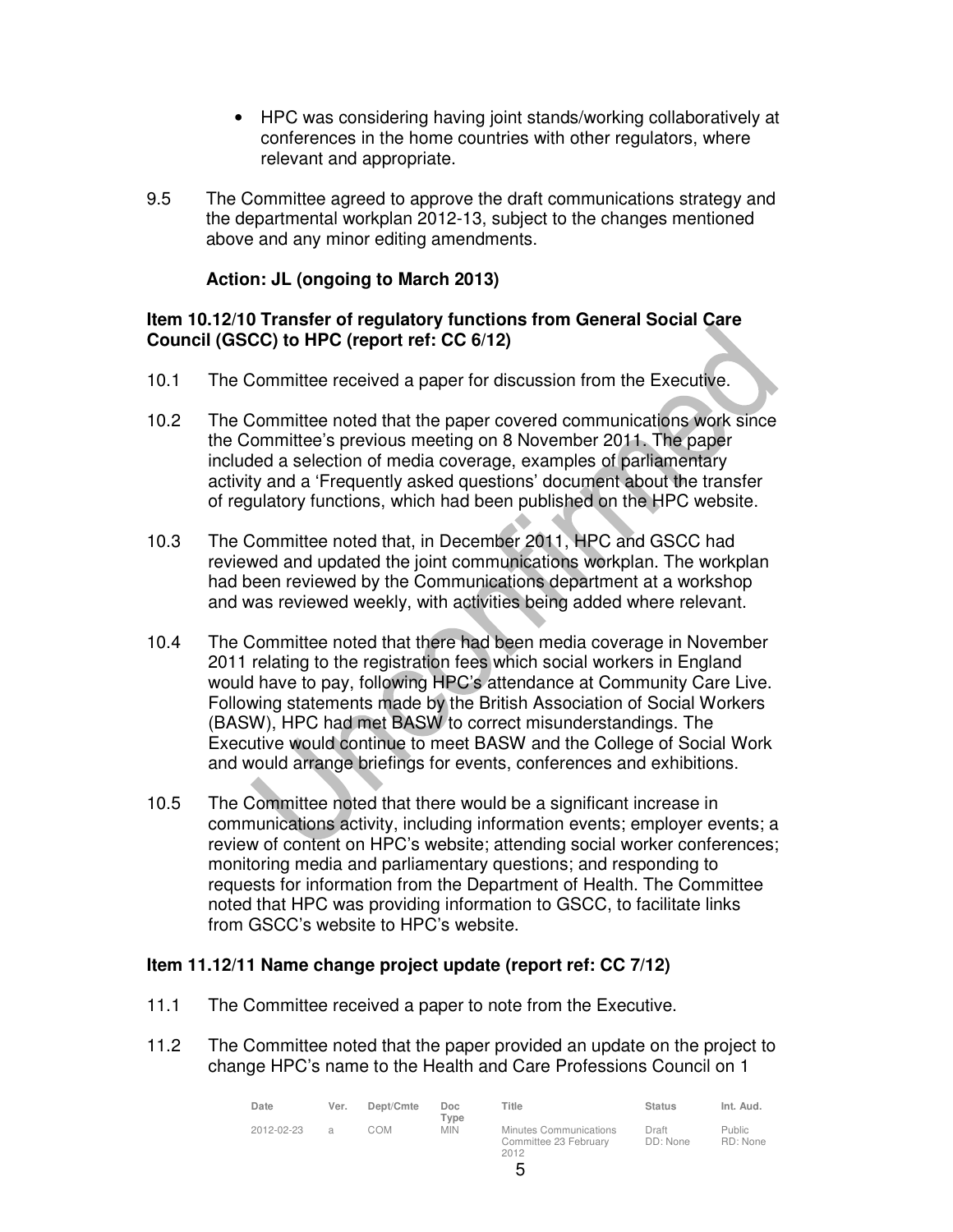- HPC was considering having joint stands/working collaboratively at conferences in the home countries with other regulators, where relevant and appropriate.

9.5 The Committee agreed to approve the draft communications strategy and the departmental workplan 2012-13, subject to the changes mentioned above and any minor editing amendments.

**Action: JL (ongoing to March 2013)**

**Item 10.12/10 Transfer of regulatory functions from General Social Care Council (GSCC) to HPC (report ref: CC 6/12)**

10.1 The Committee received a paper for discussion from the Executive.

10.2 The Committee noted that the paper covered communications work since the Committee's previous meeting on 8 November 2011. The paper included a selection of media coverage, examples of parliamentary activity and a 'Frequently asked questions' document about the transfer of regulatory functions, which had been published on the HPC website.

10.3 The Committee noted that, in December 2011, HPC and GSCC had reviewed and updated the joint communications workplan. The workplan had been reviewed by the Communications department at a workshop and was reviewed weekly, with activities being added where relevant.

10.4 The Committee noted that there had been media coverage in November 2011 relating to the registration fees which social workers in England would have to pay, following HPC's attendance at Community Care Live. Following statements made by the British Association of Social Workers (BASW), HPC had met BASW to correct misunderstandings. The Executive would continue to meet BASW and the College of Social Work and would arrange briefings for events, conferences and exhibitions.

10.5 The Committee noted that there would be a significant increase in communications activity, including information events; employer events; a review of content on HPC's website; attending social worker conferences; monitoring media and parliamentary questions; and responding to requests for information from the Department of Health. The Committee noted that HPC was providing information to GSCC, to facilitate links from GSCC's website to HPC's website.

**Item 11.12/11 Name change project update (report ref: CC 7/12)**

11.1 The Committee received a paper to note from the Executive.

11.2 The Committee noted that the paper provided an update on the project to change HPC's name to the Health and Care Professions Council on 1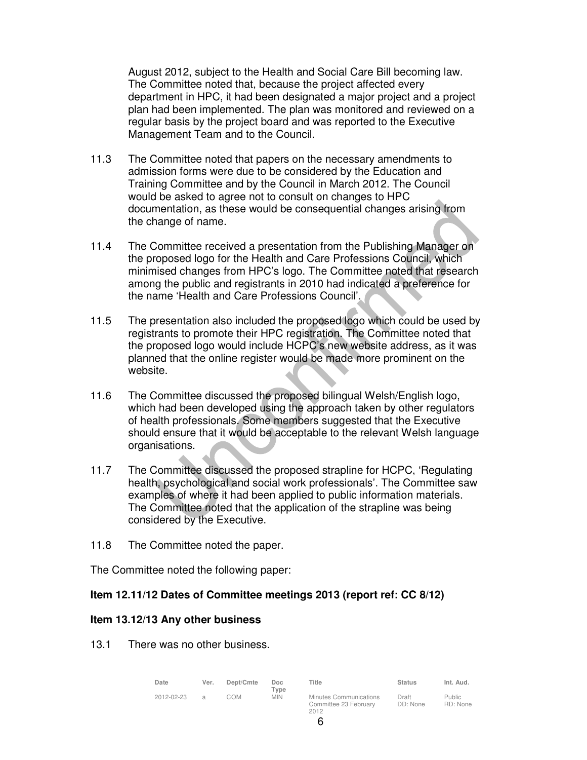August 2012, subject to the Health and Social Care Bill becoming law. The Committee noted that, because the project affected every department in HPC, it had been designated a major project and a project plan had been implemented. The plan was monitored and reviewed on a regular basis by the project board and was reported to the Executive Management Team and to the Council.

11.3 The Committee noted that papers on the necessary amendments to admission forms were due to be considered by the Education and Training Committee and by the Council in March 2012. The Council would be asked to agree not to consult on changes to HPC documentation, as these would be consequential changes arising from the change of name.

11.4 The Committee received a presentation from the Publishing Manager on the proposed logo for the Health and Care Professions Council, which minimised changes from HPC's logo. The Committee noted that research among the public and registrants in 2010 had indicated a preference for the name 'Health and Care Professions Council'.

11.5 The presentation also included the proposed logo which could be used by registrants to promote their HPC registration. The Committee noted that the proposed logo would include HCPC's new website address, as it was planned that the online register would be made more prominent on the website.

11.6 The Committee discussed the proposed bilingual Welsh/English logo, which had been developed using the approach taken by other regulators of health professionals. Some members suggested that the Executive should ensure that it would be acceptable to the relevant Welsh language organisations.

11.7 The Committee discussed the proposed strapline for HCPC, 'Regulating health, psychological and social work professionals'. The Committee saw examples of where it had been applied to public information materials. The Committee noted that the application of the strapline was being considered by the Executive.

11.8 The Committee noted the paper.

The Committee noted the following paper:

**Item 12.11/12 Dates of Committee meetings 2013 (report ref: CC 8/12)**

**Item 13.12/13 Any other business**

13.1 There was no other business.

| Date | Ver. | Dept/Cmte | Doc Type | Title | Status | Int. Aud. |
|---|---|---|---|---|---|---|
| 2012-02-23 | a | COM | MIN | Minutes Communications Committee 23 February 2012 | Draft DD: None | Public RD: None |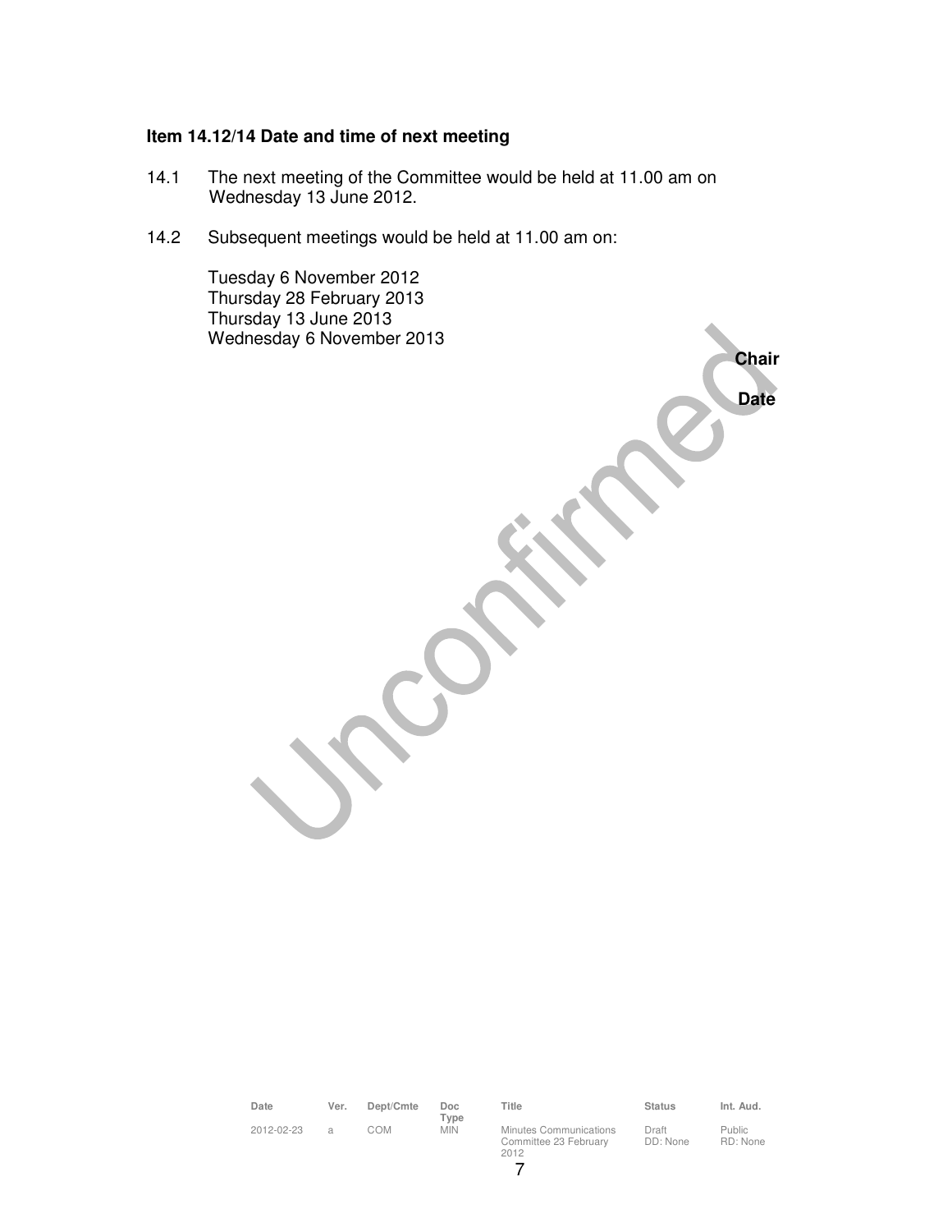### Item 14.12/14 Date and time of next meeting

14.1 The next meeting of the Committee would be held at 11.00 am on Wednesday 13 June 2012.

14.2 Subsequent meetings would be held at 11.00 am on:

Tuesday 6 November 2012
Thursday 28 February 2013
Thursday 13 June 2013
Wednesday 6 November 2013

**Chair**

**Date**

Unconfirmed

| Date | Ver. | Dept/Cmte | Doc Type | Title | Status | Int. Aud. |
|---|---|---|---|---|---|---|
| 2012-02-23 | a | COM | MIN | Minutes Communications Committee 23 February 2012 | Draft DD: None | Public RD: None |